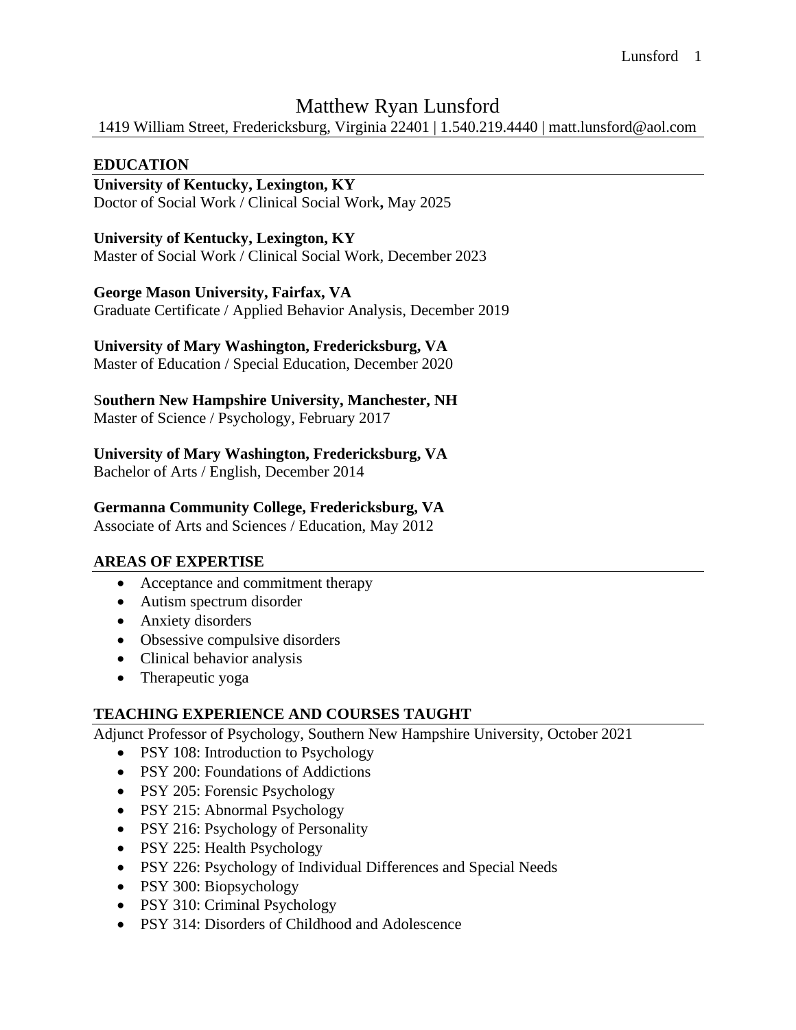# Matthew Ryan Lunsford

1419 William Street, Fredericksburg, Virginia 22401 | 1.540.219.4440 | matt.lunsford@aol.com

## EDUCATION

**University of Kentucky, Lexington, KY**
Doctor of Social Work / Clinical Social Work**,** May 2025

**University of Kentucky, Lexington, KY**
Master of Social Work / Clinical Social Work, December 2023

**George Mason University, Fairfax, VA**
Graduate Certificate / Applied Behavior Analysis, December 2019

**University of Mary Washington, Fredericksburg, VA**
Master of Education / Special Education, December 2020

S**outhern New Hampshire University, Manchester, NH**
Master of Science / Psychology, February 2017

**University of Mary Washington, Fredericksburg, VA**
Bachelor of Arts / English, December 2014

**Germanna Community College, Fredericksburg, VA**
Associate of Arts and Sciences / Education, May 2012

## AREAS OF EXPERTISE

- Acceptance and commitment therapy
- Autism spectrum disorder
- Anxiety disorders
- Obsessive compulsive disorders
- Clinical behavior analysis
- Therapeutic yoga

## TEACHING EXPERIENCE AND COURSES TAUGHT

Adjunct Professor of Psychology, Southern New Hampshire University, October 2021

- PSY 108: Introduction to Psychology
- PSY 200: Foundations of Addictions
- PSY 205: Forensic Psychology
- PSY 215: Abnormal Psychology
- PSY 216: Psychology of Personality
- PSY 225: Health Psychology
- PSY 226: Psychology of Individual Differences and Special Needs
- PSY 300: Biopsychology
- PSY 310: Criminal Psychology
- PSY 314: Disorders of Childhood and Adolescence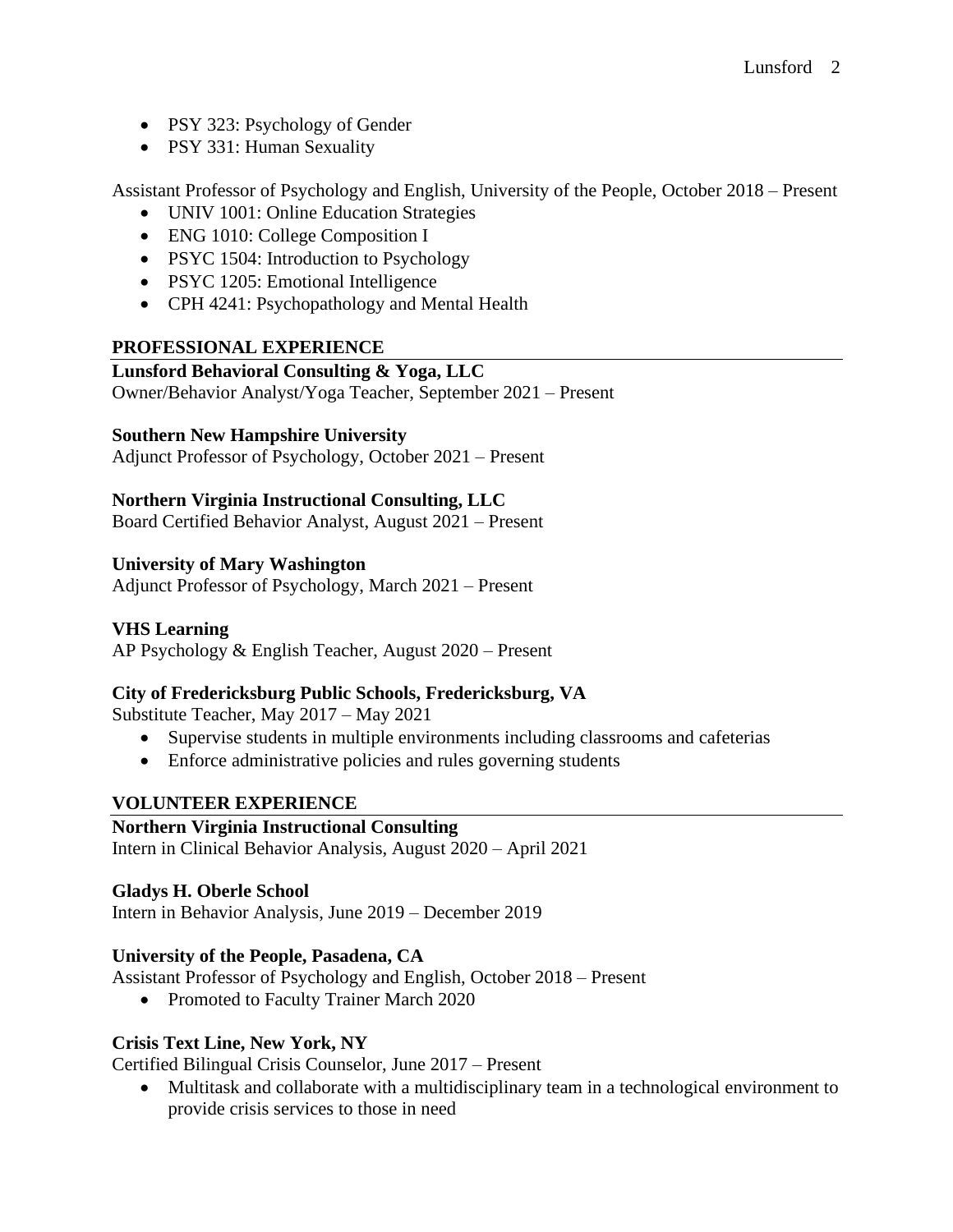- PSY 323: Psychology of Gender
- PSY 331: Human Sexuality

Assistant Professor of Psychology and English, University of the People, October 2018 – Present

- UNIV 1001: Online Education Strategies
- ENG 1010: College Composition I
- PSYC 1504: Introduction to Psychology
- PSYC 1205: Emotional Intelligence
- CPH 4241: Psychopathology and Mental Health

## PROFESSIONAL EXPERIENCE

**Lunsford Behavioral Consulting & Yoga, LLC**
Owner/Behavior Analyst/Yoga Teacher, September 2021 – Present

**Southern New Hampshire University**
Adjunct Professor of Psychology, October 2021 – Present

**Northern Virginia Instructional Consulting, LLC**
Board Certified Behavior Analyst, August 2021 – Present

**University of Mary Washington**
Adjunct Professor of Psychology, March 2021 – Present

**VHS Learning**
AP Psychology & English Teacher, August 2020 – Present

**City of Fredericksburg Public Schools, Fredericksburg, VA**
Substitute Teacher, May 2017 – May 2021

- Supervise students in multiple environments including classrooms and cafeterias
- Enforce administrative policies and rules governing students

## VOLUNTEER EXPERIENCE

**Northern Virginia Instructional Consulting**
Intern in Clinical Behavior Analysis, August 2020 – April 2021

**Gladys H. Oberle School**
Intern in Behavior Analysis, June 2019 – December 2019

**University of the People, Pasadena, CA**
Assistant Professor of Psychology and English, October 2018 – Present

- Promoted to Faculty Trainer March 2020

**Crisis Text Line, New York, NY**
Certified Bilingual Crisis Counselor, June 2017 – Present

- Multitask and collaborate with a multidisciplinary team in a technological environment to provide crisis services to those in need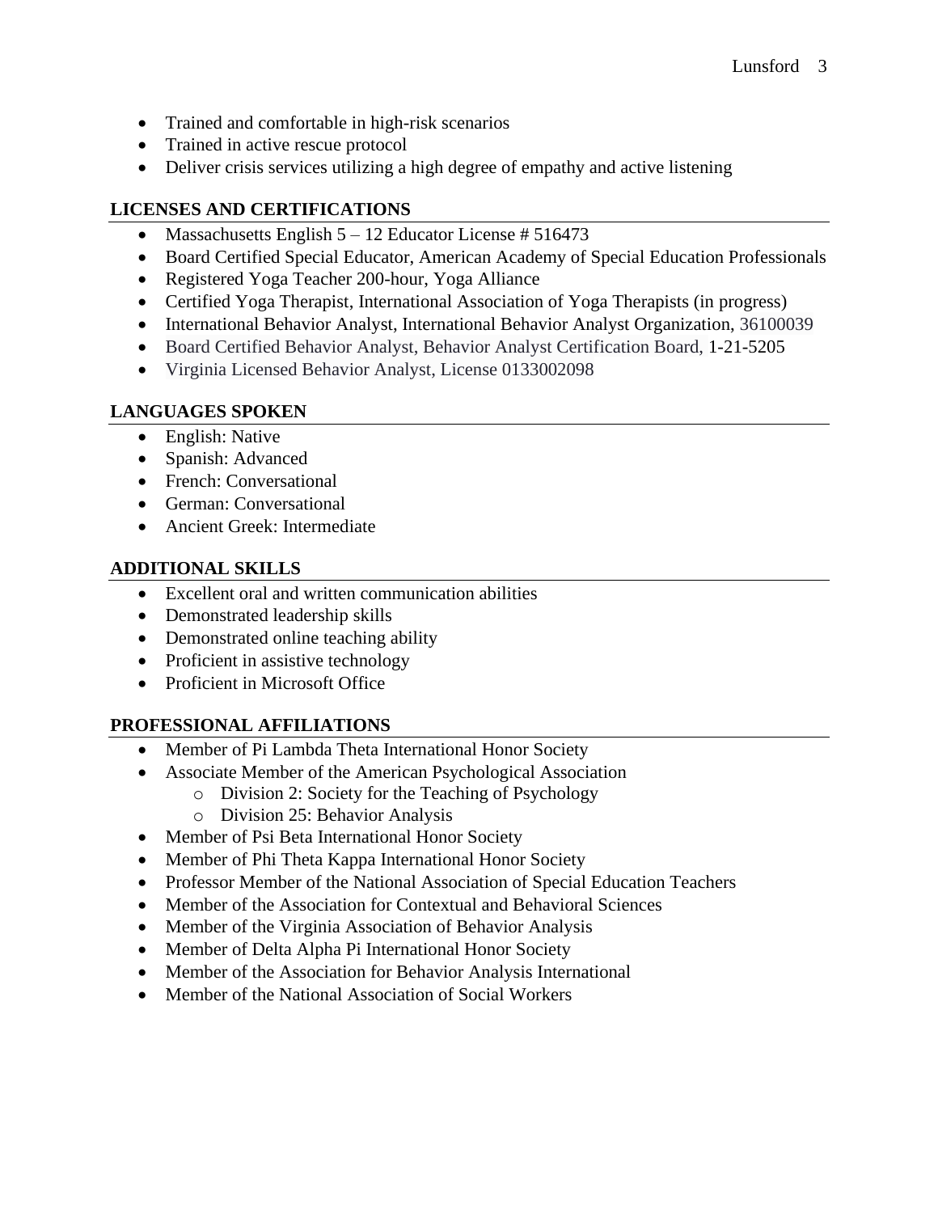- Trained and comfortable in high-risk scenarios
- Trained in active rescue protocol
- Deliver crisis services utilizing a high degree of empathy and active listening

## LICENSES AND CERTIFICATIONS

- Massachusetts English 5 – 12 Educator License # 516473
- Board Certified Special Educator, American Academy of Special Education Professionals
- Registered Yoga Teacher 200-hour, Yoga Alliance
- Certified Yoga Therapist, International Association of Yoga Therapists (in progress)
- International Behavior Analyst, International Behavior Analyst Organization, 36100039
- Board Certified Behavior Analyst, Behavior Analyst Certification Board, 1-21-5205
- Virginia Licensed Behavior Analyst, License 0133002098

## LANGUAGES SPOKEN

- English: Native
- Spanish: Advanced
- French: Conversational
- German: Conversational
- Ancient Greek: Intermediate

## ADDITIONAL SKILLS

- Excellent oral and written communication abilities
- Demonstrated leadership skills
- Demonstrated online teaching ability
- Proficient in assistive technology
- Proficient in Microsoft Office

## PROFESSIONAL AFFILIATIONS

- Member of Pi Lambda Theta International Honor Society
- Associate Member of the American Psychological Association
  - Division 2: Society for the Teaching of Psychology
  - Division 25: Behavior Analysis
- Member of Psi Beta International Honor Society
- Member of Phi Theta Kappa International Honor Society
- Professor Member of the National Association of Special Education Teachers
- Member of the Association for Contextual and Behavioral Sciences
- Member of the Virginia Association of Behavior Analysis
- Member of Delta Alpha Pi International Honor Society
- Member of the Association for Behavior Analysis International
- Member of the National Association of Social Workers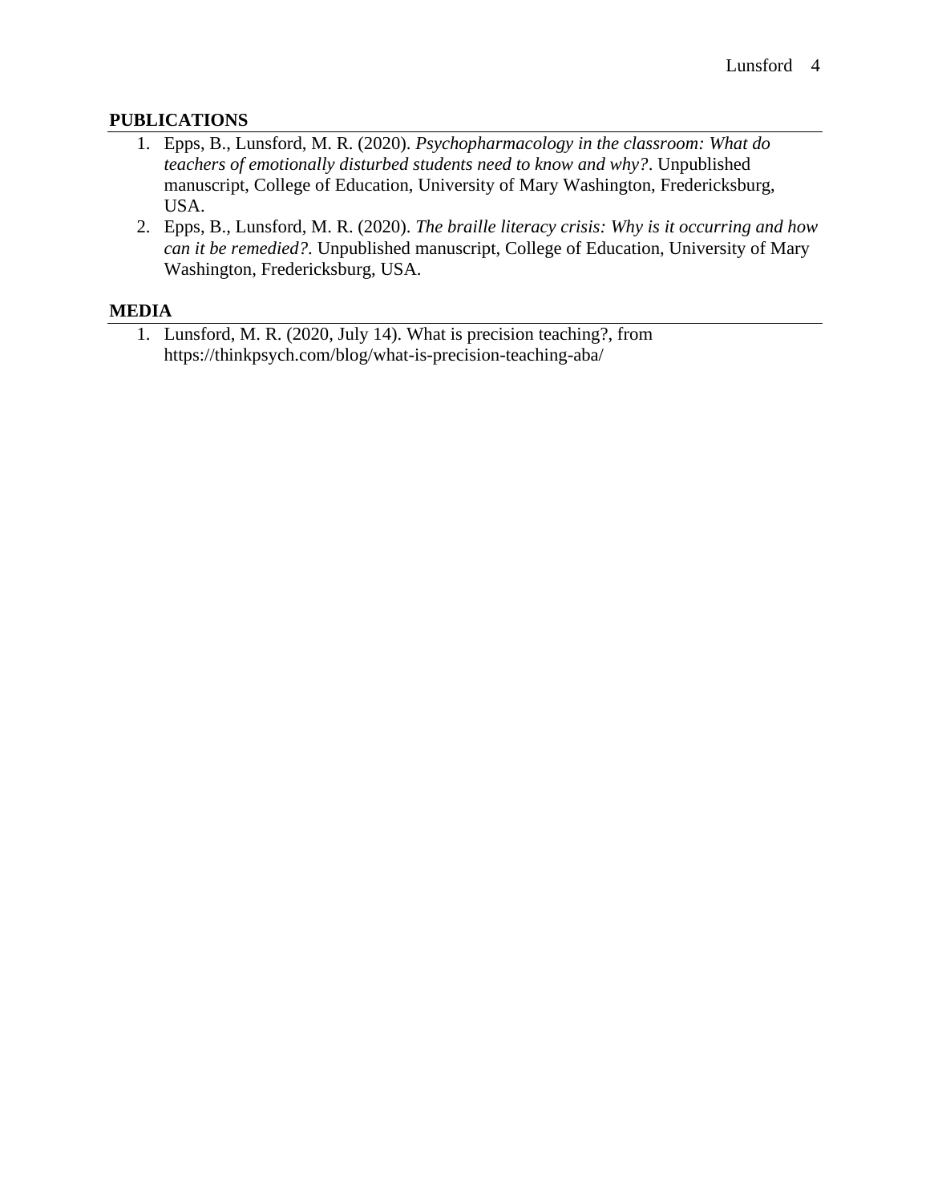## PUBLICATIONS

1. Epps, B., Lunsford, M. R. (2020). *Psychopharmacology in the classroom: What do teachers of emotionally disturbed students need to know and why?*. Unpublished manuscript, College of Education, University of Mary Washington, Fredericksburg, USA.
2. Epps, B., Lunsford, M. R. (2020). *The braille literacy crisis: Why is it occurring and how can it be remedied?*. Unpublished manuscript, College of Education, University of Mary Washington, Fredericksburg, USA.

## MEDIA

1. Lunsford, M. R. (2020, July 14). What is precision teaching?, from https://thinkpsych.com/blog/what-is-precision-teaching-aba/